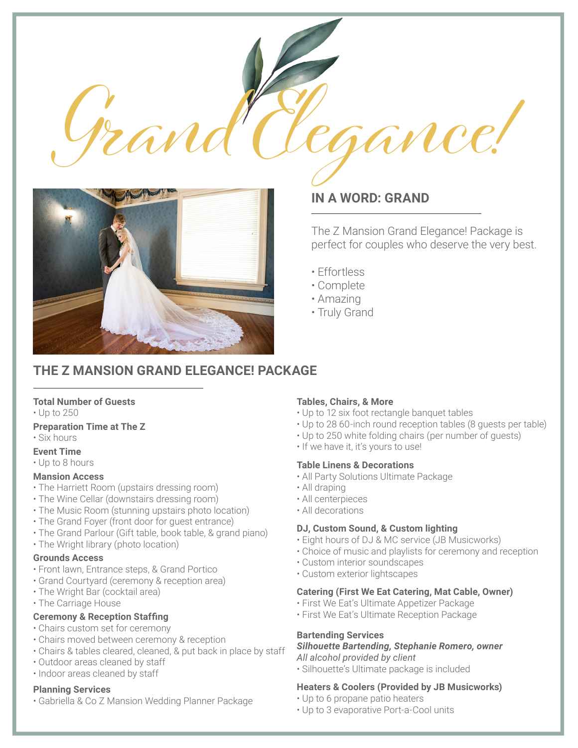# Grand Elegance!

## IN A WORD: GRAND

The Z Mansion Grand Elegance! Package is perfect for couples who deserve the very best.

- Effortless
- Complete
- Amazing
- Truly Grand

## THE Z MANSION GRAND ELEGANCE! PACKAGE

**Total Number of Guests**
- Up to 250

**Preparation Time at The Z**
- Six hours

**Event Time**
- Up to 8 hours

**Mansion Access**
- The Harriett Room (upstairs dressing room)
- The Wine Cellar (downstairs dressing room)
- The Music Room (stunning upstairs photo location)
- The Grand Foyer (front door for guest entrance)
- The Grand Parlour (Gift table, book table, & grand piano)
- The Wright library (photo location)

**Grounds Access**
- Front lawn, Entrance steps, & Grand Portico
- Grand Courtyard (ceremony & reception area)
- The Wright Bar (cocktail area)
- The Carriage House

**Ceremony & Reception Staffing**
- Chairs custom set for ceremony
- Chairs moved between ceremony & reception
- Chairs & tables cleared, cleaned, & put back in place by staff
- Outdoor areas cleaned by staff
- Indoor areas cleaned by staff

**Planning Services**
- Gabriella & Co Z Mansion Wedding Planner Package

**Tables, Chairs, & More**
- Up to 12 six foot rectangle banquet tables
- Up to 28 60-inch round reception tables (8 guests per table)
- Up to 250 white folding chairs (per number of guests)
- If we have it, it's yours to use!

**Table Linens & Decorations**
- All Party Solutions Ultimate Package
- All draping
- All centerpieces
- All decorations

**DJ, Custom Sound, & Custom lighting**
- Eight hours of DJ & MC service (JB Musicworks)
- Choice of music and playlists for ceremony and reception
- Custom interior soundscapes
- Custom exterior lightscapes

**Catering (First We Eat Catering, Mat Cable, Owner)**
- First We Eat's Ultimate Appetizer Package
- First We Eat's Ultimate Reception Package

**Bartending Services**
***Silhouette Bartending, Stephanie Romero, owner***
*All alcohol provided by client*
- Silhouette's Ultimate package is included

**Heaters & Coolers (Provided by JB Musicworks)**
- Up to 6 propane patio heaters
- Up to 3 evaporative Port-a-Cool units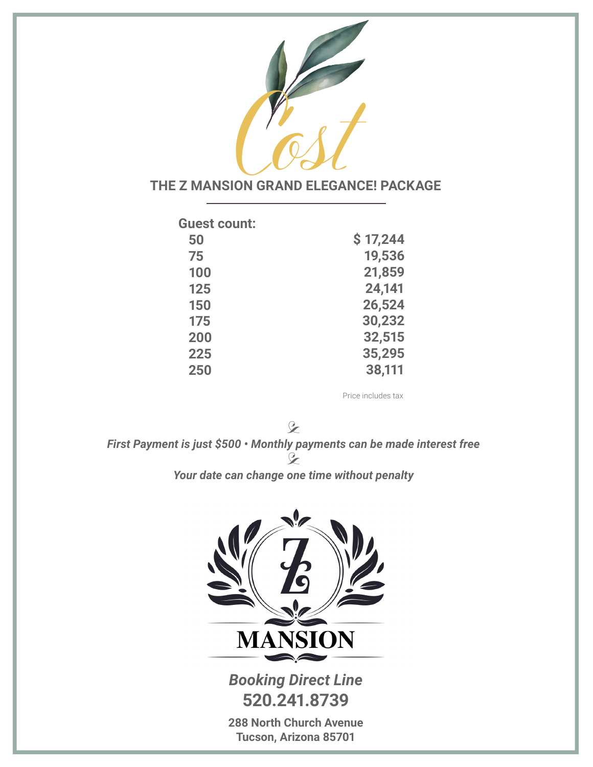# Cost

## THE Z MANSION GRAND ELEGANCE! PACKAGE

| Guest count: | |
|---|---|
| 50 | $ 17,244 |
| 75 | 19,536 |
| 100 | 21,859 |
| 125 | 24,141 |
| 150 | 26,524 |
| 175 | 30,232 |
| 200 | 32,515 |
| 225 | 35,295 |
| 250 | 38,111 |

Price includes tax

***First Payment is just $500 • Monthly payments can be made interest free***

***Your date can change one time without penalty***

Z MANSION

***Booking Direct Line***

**520.241.8739**

**288 North Church Avenue**
**Tucson, Arizona 85701**